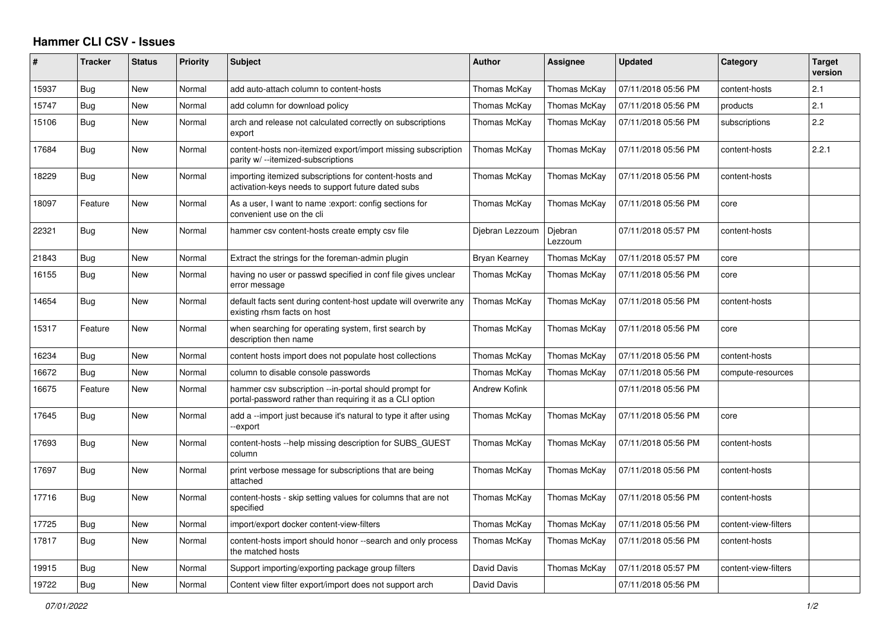# Hammer CLI CSV - Issues

| # | Tracker | Status | Priority | Subject | Author | Assignee | Updated | Category | Target version |
|---|---|---|---|---|---|---|---|---|---|
| 15937 | Bug | New | Normal | add auto-attach column to content-hosts | Thomas McKay | Thomas McKay | 07/11/2018 05:56 PM | content-hosts | 2.1 |
| 15747 | Bug | New | Normal | add column for download policy | Thomas McKay | Thomas McKay | 07/11/2018 05:56 PM | products | 2.1 |
| 15106 | Bug | New | Normal | arch and release not calculated correctly on subscriptions export | Thomas McKay | Thomas McKay | 07/11/2018 05:56 PM | subscriptions | 2.2 |
| 17684 | Bug | New | Normal | content-hosts non-itemized export/import missing subscription parity w/ --itemized-subscriptions | Thomas McKay | Thomas McKay | 07/11/2018 05:56 PM | content-hosts | 2.2.1 |
| 18229 | Bug | New | Normal | importing itemized subscriptions for content-hosts and activation-keys needs to support future dated subs | Thomas McKay | Thomas McKay | 07/11/2018 05:56 PM | content-hosts | |
| 18097 | Feature | New | Normal | As a user, I want to name :export: config sections for convenient use on the cli | Thomas McKay | Thomas McKay | 07/11/2018 05:56 PM | core | |
| 22321 | Bug | New | Normal | hammer csv content-hosts create empty csv file | Djebran Lezzoum | Djebran Lezzoum | 07/11/2018 05:57 PM | content-hosts | |
| 21843 | Bug | New | Normal | Extract the strings for the foreman-admin plugin | Bryan Kearney | Thomas McKay | 07/11/2018 05:57 PM | core | |
| 16155 | Bug | New | Normal | having no user or passwd specified in conf file gives unclear error message | Thomas McKay | Thomas McKay | 07/11/2018 05:56 PM | core | |
| 14654 | Bug | New | Normal | default facts sent during content-host update will overwrite any existing rhsm facts on host | Thomas McKay | Thomas McKay | 07/11/2018 05:56 PM | content-hosts | |
| 15317 | Feature | New | Normal | when searching for operating system, first search by description then name | Thomas McKay | Thomas McKay | 07/11/2018 05:56 PM | core | |
| 16234 | Bug | New | Normal | content hosts import does not populate host collections | Thomas McKay | Thomas McKay | 07/11/2018 05:56 PM | content-hosts | |
| 16672 | Bug | New | Normal | column to disable console passwords | Thomas McKay | Thomas McKay | 07/11/2018 05:56 PM | compute-resources | |
| 16675 | Feature | New | Normal | hammer csv subscription --in-portal should prompt for portal-password rather than requiring it as a CLI option | Andrew Kofink | | 07/11/2018 05:56 PM | | |
| 17645 | Bug | New | Normal | add a --import just because it's natural to type it after using --export | Thomas McKay | Thomas McKay | 07/11/2018 05:56 PM | core | |
| 17693 | Bug | New | Normal | content-hosts --help missing description for SUBS_GUEST column | Thomas McKay | Thomas McKay | 07/11/2018 05:56 PM | content-hosts | |
| 17697 | Bug | New | Normal | print verbose message for subscriptions that are being attached | Thomas McKay | Thomas McKay | 07/11/2018 05:56 PM | content-hosts | |
| 17716 | Bug | New | Normal | content-hosts - skip setting values for columns that are not specified | Thomas McKay | Thomas McKay | 07/11/2018 05:56 PM | content-hosts | |
| 17725 | Bug | New | Normal | import/export docker content-view-filters | Thomas McKay | Thomas McKay | 07/11/2018 05:56 PM | content-view-filters | |
| 17817 | Bug | New | Normal | content-hosts import should honor --search and only process the matched hosts | Thomas McKay | Thomas McKay | 07/11/2018 05:56 PM | content-hosts | |
| 19915 | Bug | New | Normal | Support importing/exporting package group filters | David Davis | Thomas McKay | 07/11/2018 05:57 PM | content-view-filters | |
| 19722 | Bug | New | Normal | Content view filter export/import does not support arch | David Davis | | 07/11/2018 05:56 PM | | |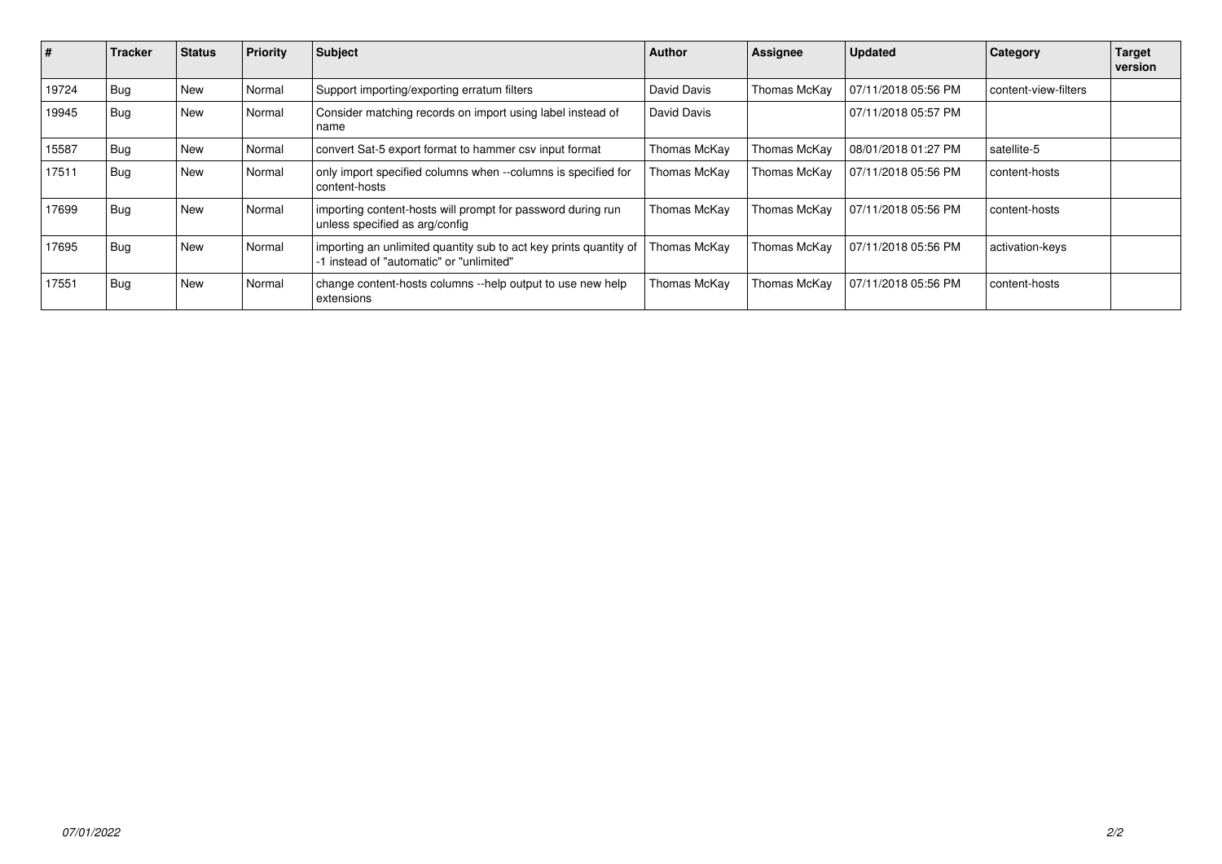| # | Tracker | Status | Priority | Subject | Author | Assignee | Updated | Category | Target version |
|---|---|---|---|---|---|---|---|---|---|
| 19724 | Bug | New | Normal | Support importing/exporting erratum filters | David Davis | Thomas McKay | 07/11/2018 05:56 PM | content-view-filters | |
| 19945 | Bug | New | Normal | Consider matching records on import using label instead of name | David Davis | | 07/11/2018 05:57 PM | | |
| 15587 | Bug | New | Normal | convert Sat-5 export format to hammer csv input format | Thomas McKay | Thomas McKay | 08/01/2018 01:27 PM | satellite-5 | |
| 17511 | Bug | New | Normal | only import specified columns when --columns is specified for content-hosts | Thomas McKay | Thomas McKay | 07/11/2018 05:56 PM | content-hosts | |
| 17699 | Bug | New | Normal | importing content-hosts will prompt for password during run unless specified as arg/config | Thomas McKay | Thomas McKay | 07/11/2018 05:56 PM | content-hosts | |
| 17695 | Bug | New | Normal | importing an unlimited quantity sub to act key prints quantity of -1 instead of "automatic" or "unlimited" | Thomas McKay | Thomas McKay | 07/11/2018 05:56 PM | activation-keys | |
| 17551 | Bug | New | Normal | change content-hosts columns --help output to use new help extensions | Thomas McKay | Thomas McKay | 07/11/2018 05:56 PM | content-hosts | |